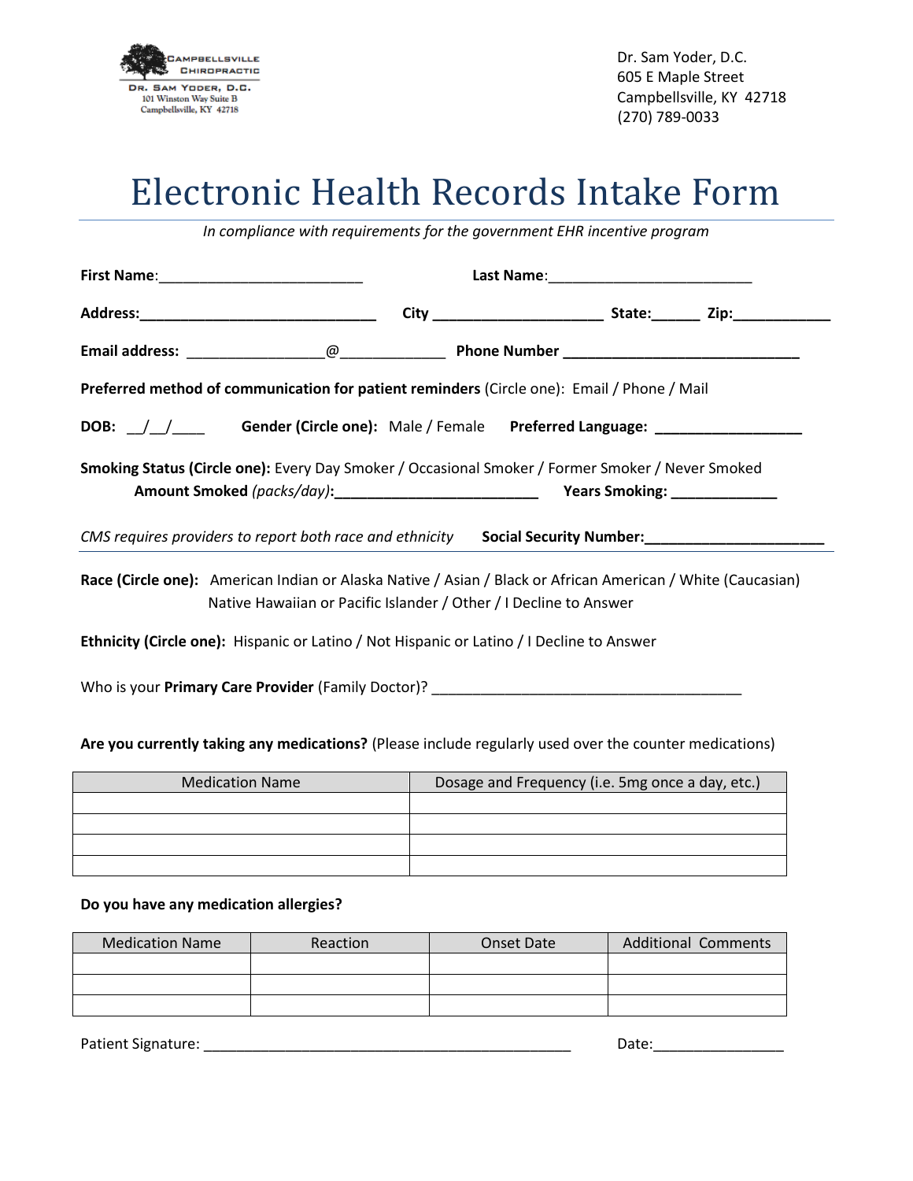CAMPBELLSVILLE CHIROPRACTIC
DR. SAM YODER, D.C.
101 Winston Way Suite B
Campbellsville, KY 42718

Dr. Sam Yoder, D.C.
605 E Maple Street
Campbellsville, KY 42718
(270) 789-0033

# Electronic Health Records Intake Form

*In compliance with requirements for the government EHR incentive program*

**First Name**:_________________________ **Last Name**:_________________________

**Address:**_____________________________ **City** _____________________ **State:**______ **Zip:**____________

**Email address:** ________________@_____________ **Phone Number** ______________________________

**Preferred method of communication for patient reminders** (Circle one): Email / Phone / Mail

**DOB:** __/__/____ **Gender (Circle one):** Male / Female **Preferred Language:** __________________

**Smoking Status (Circle one):** Every Day Smoker / Occasional Smoker / Former Smoker / Never Smoked
**Amount Smoked** *(packs/day)***:**_________________________ **Years Smoking:** _____________

*CMS requires providers to report both race and ethnicity* **Social Security Number:**_____________________

**Race (Circle one):** American Indian or Alaska Native / Asian / Black or African American / White (Caucasian)
Native Hawaiian or Pacific Islander / Other / I Decline to Answer

**Ethnicity (Circle one):** Hispanic or Latino / Not Hispanic or Latino / I Decline to Answer

Who is your **Primary Care Provider** (Family Doctor)? ______________________________________

**Are you currently taking any medications?** (Please include regularly used over the counter medications)

| Medication Name | Dosage and Frequency (i.e. 5mg once a day, etc.) |
|---|---|
| | |
| | |
| | |
| | |

**Do you have any medication allergies?**

| Medication Name | Reaction | Onset Date | Additional Comments |
|---|---|---|---|
| | | | |
| | | | |
| | | | |

Patient Signature: ______________________________________________ Date:________________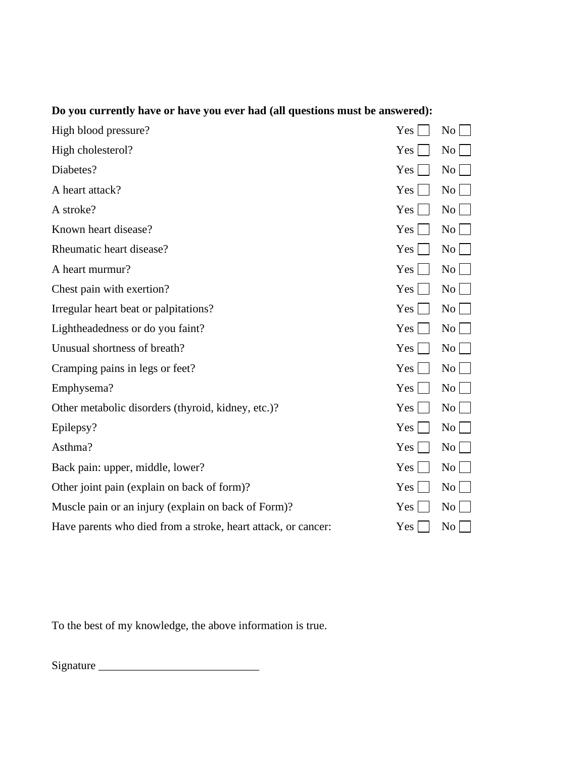**Do you currently have or have you ever had (all questions must be answered):**

| | | |
|---|---|---|
| High blood pressure? | Yes ☐ | No ☐ |
| High cholesterol? | Yes ☐ | No ☐ |
| Diabetes? | Yes ☐ | No ☐ |
| A heart attack? | Yes ☐ | No ☐ |
| A stroke? | Yes ☐ | No ☐ |
| Known heart disease? | Yes ☐ | No ☐ |
| Rheumatic heart disease? | Yes ☐ | No ☐ |
| A heart murmur? | Yes ☐ | No ☐ |
| Chest pain with exertion? | Yes ☐ | No ☐ |
| Irregular heart beat or palpitations? | Yes ☐ | No ☐ |
| Lightheadedness or do you faint? | Yes ☐ | No ☐ |
| Unusual shortness of breath? | Yes ☐ | No ☐ |
| Cramping pains in legs or feet? | Yes ☐ | No ☐ |
| Emphysema? | Yes ☐ | No ☐ |
| Other metabolic disorders (thyroid, kidney, etc.)? | Yes ☐ | No ☐ |
| Epilepsy? | Yes ☐ | No ☐ |
| Asthma? | Yes ☐ | No ☐ |
| Back pain: upper, middle, lower? | Yes ☐ | No ☐ |
| Other joint pain (explain on back of form)? | Yes ☐ | No ☐ |
| Muscle pain or an injury (explain on back of Form)? | Yes ☐ | No ☐ |
| Have parents who died from a stroke, heart attack, or cancer: | Yes ☐ | No ☐ |

To the best of my knowledge, the above information is true.

Signature ___________________________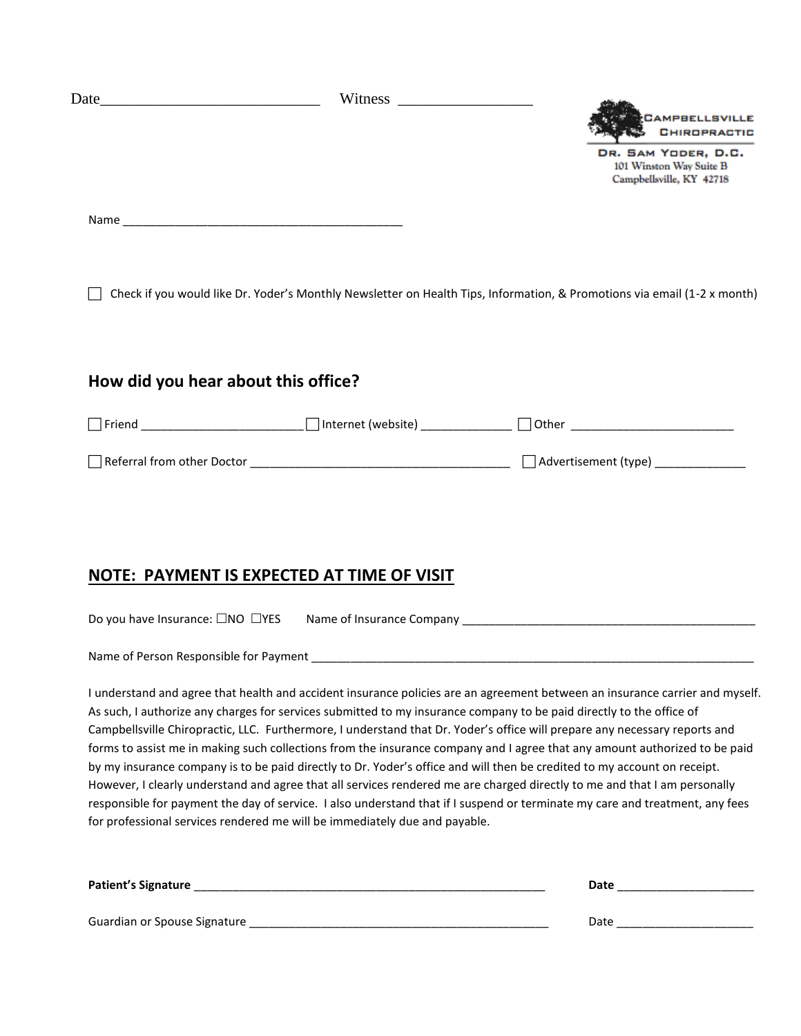Date____________________________ Witness _________________

CAMPBELLSVILLE CHIROPRACTIC

DR. SAM YODER, D.C.
101 Winston Way Suite B
Campbellsville, KY 42718

Name ___________________________________________

☐ Check if you would like Dr. Yoder's Monthly Newsletter on Health Tips, Information, & Promotions via email (1-2 x month)

## How did you hear about this office?

☐ Friend _________________________ ☐ Internet (website) ______________ ☐ Other _________________________

☐ Referral from other Doctor _______________________________________ ☐ Advertisement (type) ______________

## NOTE: PAYMENT IS EXPECTED AT TIME OF VISIT

Do you have Insurance: ☐NO ☐YES Name of Insurance Company ______________________________________________

Name of Person Responsible for Payment _____________________________________________________________________

I understand and agree that health and accident insurance policies are an agreement between an insurance carrier and myself. As such, I authorize any charges for services submitted to my insurance company to be paid directly to the office of Campbellsville Chiropractic, LLC. Furthermore, I understand that Dr. Yoder's office will prepare any necessary reports and forms to assist me in making such collections from the insurance company and I agree that any amount authorized to be paid by my insurance company is to be paid directly to Dr. Yoder's office and will then be credited to my account on receipt. However, I clearly understand and agree that all services rendered me are charged directly to me and that I am personally responsible for payment the day of service. I also understand that if I suspend or terminate my care and treatment, any fees for professional services rendered me will be immediately due and payable.

**Patient's Signature** ________________________________________________________ **Date** _____________________

Guardian or Spouse Signature ________________________________________________ Date _____________________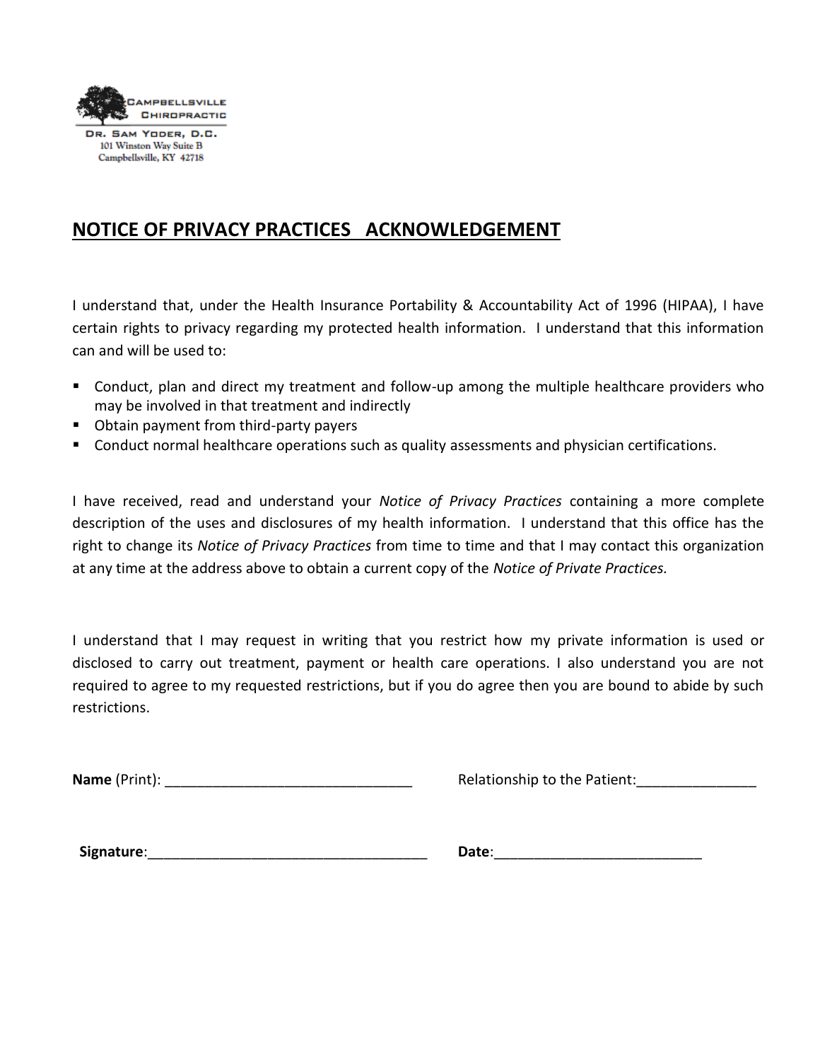CAMPBELLSVILLE CHIROPRACTIC

DR. SAM YODER, D.C.
101 Winston Way Suite B
Campbellsville, KY 42718

## NOTICE OF PRIVACY PRACTICES ACKNOWLEDGEMENT

I understand that, under the Health Insurance Portability & Accountability Act of 1996 (HIPAA), I have certain rights to privacy regarding my protected health information. I understand that this information can and will be used to:

- Conduct, plan and direct my treatment and follow-up among the multiple healthcare providers who may be involved in that treatment and indirectly
- Obtain payment from third-party payers
- Conduct normal healthcare operations such as quality assessments and physician certifications.

I have received, read and understand your *Notice of Privacy Practices* containing a more complete description of the uses and disclosures of my health information. I understand that this office has the right to change its *Notice of Privacy Practices* from time to time and that I may contact this organization at any time at the address above to obtain a current copy of the *Notice of Private Practices.*

I understand that I may request in writing that you restrict how my private information is used or disclosed to carry out treatment, payment or health care operations. I also understand you are not required to agree to my requested restrictions, but if you do agree then you are bound to abide by such restrictions.

**Name** (Print): _______________________________ Relationship to the Patient:_______________

**Signature**:___________________________________ **Date**:_________________________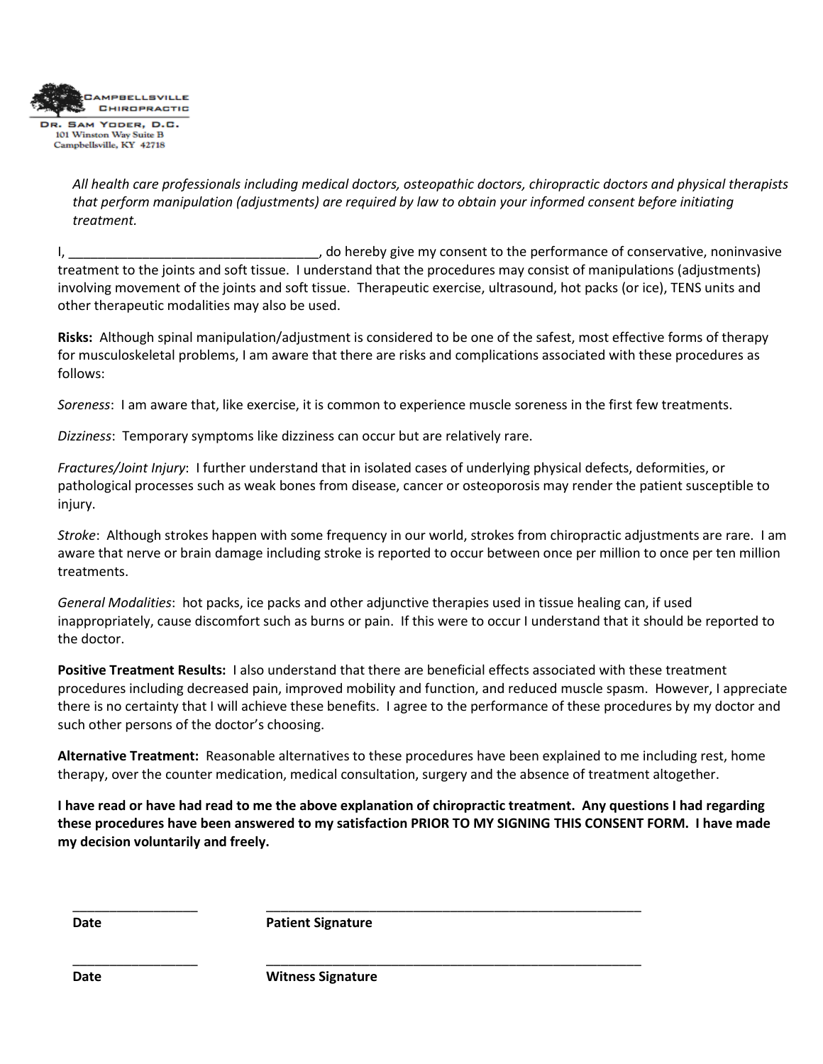CAMPBELLSVILLE CHIROPRACTIC

DR. SAM YODER, D.C.
101 Winston Way Suite B
Campbellsville, KY 42718

*All health care professionals including medical doctors, osteopathic doctors, chiropractic doctors and physical therapists that perform manipulation (adjustments) are required by law to obtain your informed consent before initiating treatment.*

I, __________________________________, do hereby give my consent to the performance of conservative, noninvasive treatment to the joints and soft tissue. I understand that the procedures may consist of manipulations (adjustments) involving movement of the joints and soft tissue. Therapeutic exercise, ultrasound, hot packs (or ice), TENS units and other therapeutic modalities may also be used.

**Risks:** Although spinal manipulation/adjustment is considered to be one of the safest, most effective forms of therapy for musculoskeletal problems, I am aware that there are risks and complications associated with these procedures as follows:

*Soreness*: I am aware that, like exercise, it is common to experience muscle soreness in the first few treatments.

*Dizziness*: Temporary symptoms like dizziness can occur but are relatively rare.

*Fractures/Joint Injury*: I further understand that in isolated cases of underlying physical defects, deformities, or pathological processes such as weak bones from disease, cancer or osteoporosis may render the patient susceptible to injury.

*Stroke*: Although strokes happen with some frequency in our world, strokes from chiropractic adjustments are rare. I am aware that nerve or brain damage including stroke is reported to occur between once per million to once per ten million treatments.

*General Modalities*: hot packs, ice packs and other adjunctive therapies used in tissue healing can, if used inappropriately, cause discomfort such as burns or pain. If this were to occur I understand that it should be reported to the doctor.

**Positive Treatment Results:** I also understand that there are beneficial effects associated with these treatment procedures including decreased pain, improved mobility and function, and reduced muscle spasm. However, I appreciate there is no certainty that I will achieve these benefits. I agree to the performance of these procedures by my doctor and such other persons of the doctor's choosing.

**Alternative Treatment:** Reasonable alternatives to these procedures have been explained to me including rest, home therapy, over the counter medication, medical consultation, surgery and the absence of treatment altogether.

**I have read or have had read to me the above explanation of chiropractic treatment. Any questions I had regarding these procedures have been answered to my satisfaction PRIOR TO MY SIGNING THIS CONSENT FORM. I have made my decision voluntarily and freely.**

_________________ &nbsp;&nbsp;&nbsp;&nbsp; _______________________________________________________

**Date** &nbsp;&nbsp;&nbsp;&nbsp; **Patient Signature**

_________________ &nbsp;&nbsp;&nbsp;&nbsp; _______________________________________________________

**Date** &nbsp;&nbsp;&nbsp;&nbsp; **Witness Signature**